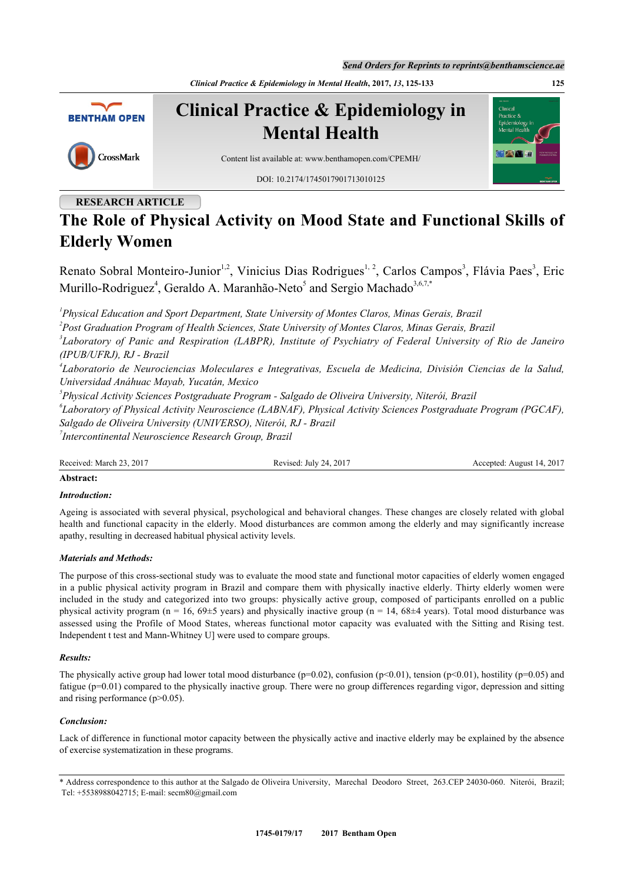RESEARCH ARTICLE

# The Role of Physical Activity on Mood State and Functional Skills of Elderly Women

Renato Sobral Monteiro-Junior[1,2], Vinicius Dias Rodrigues[1,2], Carlos Campos[3], Flávia Paes[3], Eric Murillo-Rodriguez[4], Geraldo A. Maranhão-Neto[5] and Sergio Machado[3,6,7,*]

*[1]Physical Education and Sport Department, State University of Montes Claros, Minas Gerais, Brazil*
*[2]Post Graduation Program of Health Sciences, State University of Montes Claros, Minas Gerais, Brazil*
*[3]Laboratory of Panic and Respiration (LABPR), Institute of Psychiatry of Federal University of Rio de Janeiro (IPUB/UFRJ), RJ - Brazil*
*[4]Laboratorio de Neurociencias Moleculares e Integrativas, Escuela de Medicina, División Ciencias de la Salud, Universidad Anáhuac Mayab, Yucatán, Mexico*
*[5]Physical Activity Sciences Postgraduate Program - Salgado de Oliveira University, Niterói, Brazil*
*[6]Laboratory of Physical Activity Neuroscience (LABNAF), Physical Activity Sciences Postgraduate Program (PGCAF), Salgado de Oliveira University (UNIVERSO), Niterói, RJ - Brazil*
*[7]Intercontinental Neuroscience Research Group, Brazil*

Received: March 23, 2017 Revised: July 24, 2017 Accepted: August 14, 2017

**Abstract:**

***Introduction:***

Ageing is associated with several physical, psychological and behavioral changes. These changes are closely related with global health and functional capacity in the elderly. Mood disturbances are common among the elderly and may significantly increase apathy, resulting in decreased habitual physical activity levels.

***Materials and Methods:***

The purpose of this cross-sectional study was to evaluate the mood state and functional motor capacities of elderly women engaged in a public physical activity program in Brazil and compare them with physically inactive elderly. Thirty elderly women were included in the study and categorized into two groups: physically active group, composed of participants enrolled on a public physical activity program ($n = 16$, $69 \pm 5$ years) and physically inactive group ($n = 14$, $68 \pm 4$ years). Total mood disturbance was assessed using the Profile of Mood States, whereas functional motor capacity was evaluated with the Sitting and Rising test. Independent t test and Mann-Whitney U] were used to compare groups.

***Results:***

The physically active group had lower total mood disturbance ($p=0.02$), confusion ($p<0.01$), tension ($p<0.01$), hostility ($p=0.05$) and fatigue ($p=0.01$) compared to the physically inactive group. There were no group differences regarding vigor, depression and sitting and rising performance ($p>0.05$).

***Conclusion:***

Lack of difference in functional motor capacity between the physically active and inactive elderly may be explained by the absence of exercise systematization in these programs.

* Address correspondence to this author at the Salgado de Oliveira University, Marechal Deodoro Street, 263.CEP 24030-060. Niterói, Brazil; Tel: +5538988042715; E-mail: secm80@gmail.com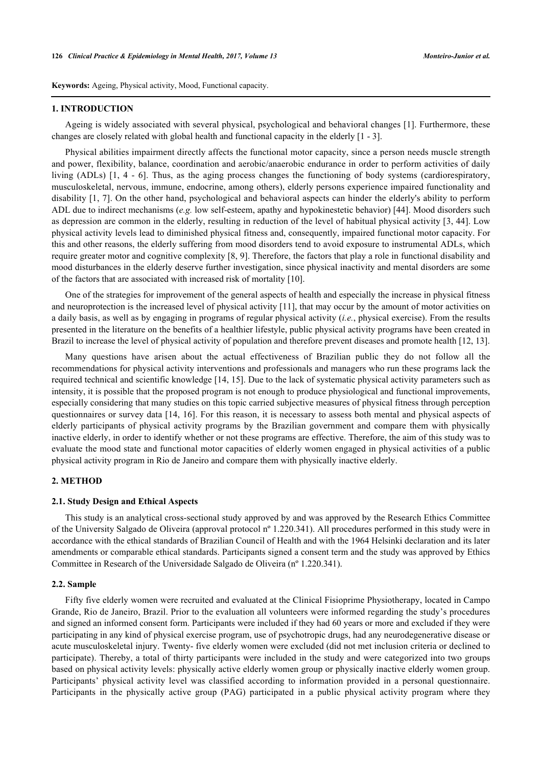**Keywords:** Ageing, Physical activity, Mood, Functional capacity.

## 1. INTRODUCTION

Ageing is widely associated with several physical, psychological and behavioral changes [1]. Furthermore, these changes are closely related with global health and functional capacity in the elderly [1 - 3].

Physical abilities impairment directly affects the functional motor capacity, since a person needs muscle strength and power, flexibility, balance, coordination and aerobic/anaerobic endurance in order to perform activities of daily living (ADLs) [1, 4 - 6]. Thus, as the aging process changes the functioning of body systems (cardiorespiratory, musculoskeletal, nervous, immune, endocrine, among others), elderly persons experience impaired functionality and disability [1, 7]. On the other hand, psychological and behavioral aspects can hinder the elderly's ability to perform ADL due to indirect mechanisms (*e.g.* low self-esteem, apathy and hypokinestetic behavior) [44]. Mood disorders such as depression are common in the elderly, resulting in reduction of the level of habitual physical activity [3, 44]. Low physical activity levels lead to diminished physical fitness and, consequently, impaired functional motor capacity. For this and other reasons, the elderly suffering from mood disorders tend to avoid exposure to instrumental ADLs, which require greater motor and cognitive complexity [8, 9]. Therefore, the factors that play a role in functional disability and mood disturbances in the elderly deserve further investigation, since physical inactivity and mental disorders are some of the factors that are associated with increased risk of mortality [10].

One of the strategies for improvement of the general aspects of health and especially the increase in physical fitness and neuroprotection is the increased level of physical activity [11], that may occur by the amount of motor activities on a daily basis, as well as by engaging in programs of regular physical activity (*i.e.*, physical exercise). From the results presented in the literature on the benefits of a healthier lifestyle, public physical activity programs have been created in Brazil to increase the level of physical activity of population and therefore prevent diseases and promote health [12, 13].

Many questions have arisen about the actual effectiveness of Brazilian public they do not follow all the recommendations for physical activity interventions and professionals and managers who run these programs lack the required technical and scientific knowledge [14, 15]. Due to the lack of systematic physical activity parameters such as intensity, it is possible that the proposed program is not enough to produce physiological and functional improvements, especially considering that many studies on this topic carried subjective measures of physical fitness through perception questionnaires or survey data [14, 16]. For this reason, it is necessary to assess both mental and physical aspects of elderly participants of physical activity programs by the Brazilian government and compare them with physically inactive elderly, in order to identify whether or not these programs are effective. Therefore, the aim of this study was to evaluate the mood state and functional motor capacities of elderly women engaged in physical activities of a public physical activity program in Rio de Janeiro and compare them with physically inactive elderly.

## 2. METHOD

### 2.1. Study Design and Ethical Aspects

This study is an analytical cross-sectional study approved by and was approved by the Research Ethics Committee of the University Salgado de Oliveira (approval protocol nº 1.220.341). All procedures performed in this study were in accordance with the ethical standards of Brazilian Council of Health and with the 1964 Helsinki declaration and its later amendments or comparable ethical standards. Participants signed a consent term and the study was approved by Ethics Committee in Research of the Universidade Salgado de Oliveira (nº 1.220.341).

### 2.2. Sample

Fifty five elderly women were recruited and evaluated at the Clinical Fisioprime Physiotherapy, located in Campo Grande, Rio de Janeiro, Brazil. Prior to the evaluation all volunteers were informed regarding the study's procedures and signed an informed consent form. Participants were included if they had 60 years or more and excluded if they were participating in any kind of physical exercise program, use of psychotropic drugs, had any neurodegenerative disease or acute musculoskeletal injury. Twenty- five elderly women were excluded (did not met inclusion criteria or declined to participate). Thereby, a total of thirty participants were included in the study and were categorized into two groups based on physical activity levels: physically active elderly women group or physically inactive elderly women group. Participants' physical activity level was classified according to information provided in a personal questionnaire. Participants in the physically active group (PAG) participated in a public physical activity program where they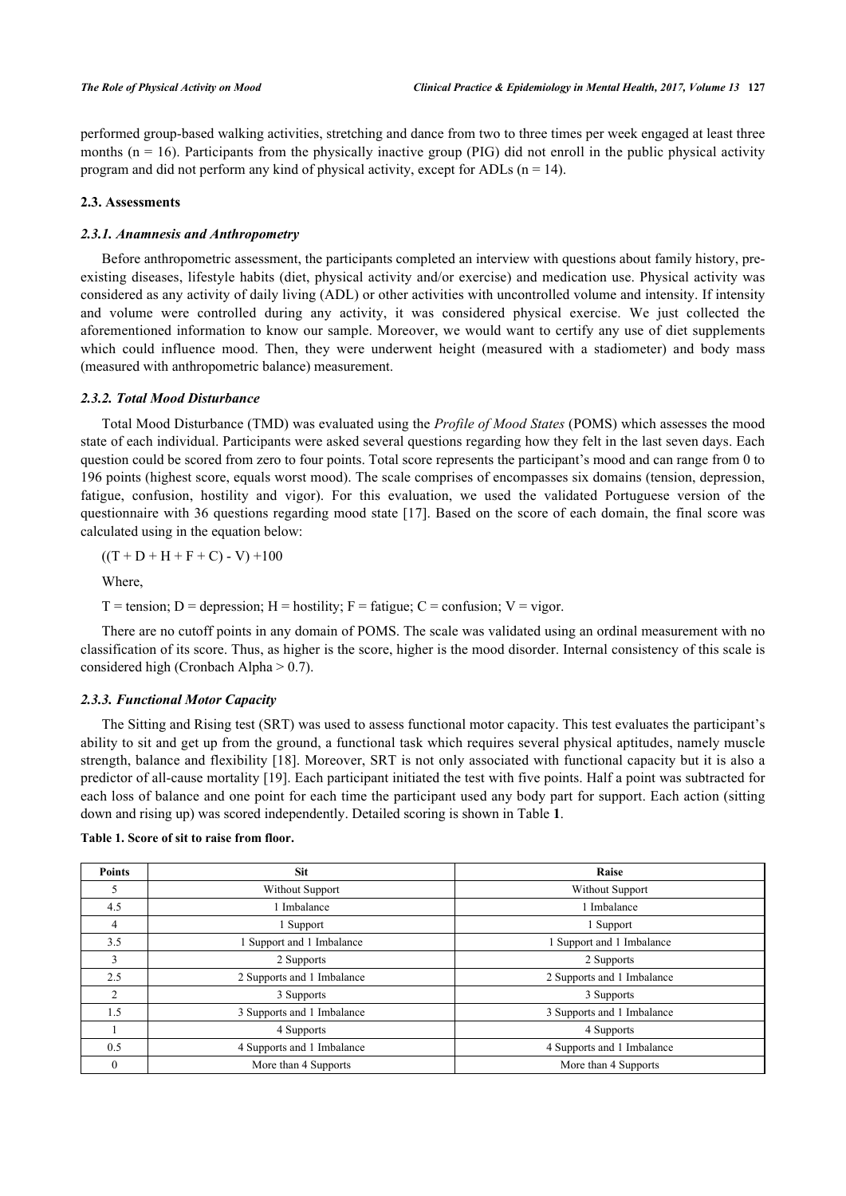performed group-based walking activities, stretching and dance from two to three times per week engaged at least three months (n = 16). Participants from the physically inactive group (PIG) did not enroll in the public physical activity program and did not perform any kind of physical activity, except for ADLs (n = 14).

### 2.3. Assessments

#### *2.3.1. Anamnesis and Anthropometry*

Before anthropometric assessment, the participants completed an interview with questions about family history, pre-existing diseases, lifestyle habits (diet, physical activity and/or exercise) and medication use. Physical activity was considered as any activity of daily living (ADL) or other activities with uncontrolled volume and intensity. If intensity and volume were controlled during any activity, it was considered physical exercise. We just collected the aforementioned information to know our sample. Moreover, we would want to certify any use of diet supplements which could influence mood. Then, they were underwent height (measured with a stadiometer) and body mass (measured with anthropometric balance) measurement.

#### *2.3.2. Total Mood Disturbance*

Total Mood Disturbance (TMD) was evaluated using the *Profile of Mood States* (POMS) which assesses the mood state of each individual. Participants were asked several questions regarding how they felt in the last seven days. Each question could be scored from zero to four points. Total score represents the participant's mood and can range from 0 to 196 points (highest score, equals worst mood). The scale comprises of encompasses six domains (tension, depression, fatigue, confusion, hostility and vigor). For this evaluation, we used the validated Portuguese version of the questionnaire with 36 questions regarding mood state [17]. Based on the score of each domain, the final score was calculated using in the equation below:

$$((T + D + H + F + C) - V) + 100$$

Where,

T = tension; D = depression; H = hostility; F = fatigue; C = confusion; V = vigor.

There are no cutoff points in any domain of POMS. The scale was validated using an ordinal measurement with no classification of its score. Thus, as higher is the score, higher is the mood disorder. Internal consistency of this scale is considered high (Cronbach Alpha > 0.7).

#### *2.3.3. Functional Motor Capacity*

The Sitting and Rising test (SRT) was used to assess functional motor capacity. This test evaluates the participant's ability to sit and get up from the ground, a functional task which requires several physical aptitudes, namely muscle strength, balance and flexibility [18]. Moreover, SRT is not only associated with functional capacity but it is also a predictor of all-cause mortality [19]. Each participant initiated the test with five points. Half a point was subtracted for each loss of balance and one point for each time the participant used any body part for support. Each action (sitting down and rising up) was scored independently. Detailed scoring is shown in Table **1**.

**Table 1. Score of sit to raise from floor.**

| Points | Sit | Raise |
|---|---|---|
| 5 | Without Support | Without Support |
| 4.5 | 1 Imbalance | 1 Imbalance |
| 4 | 1 Support | 1 Support |
| 3.5 | 1 Support and 1 Imbalance | 1 Support and 1 Imbalance |
| 3 | 2 Supports | 2 Supports |
| 2.5 | 2 Supports and 1 Imbalance | 2 Supports and 1 Imbalance |
| 2 | 3 Supports | 3 Supports |
| 1.5 | 3 Supports and 1 Imbalance | 3 Supports and 1 Imbalance |
| 1 | 4 Supports | 4 Supports |
| 0.5 | 4 Supports and 1 Imbalance | 4 Supports and 1 Imbalance |
| 0 | More than 4 Supports | More than 4 Supports |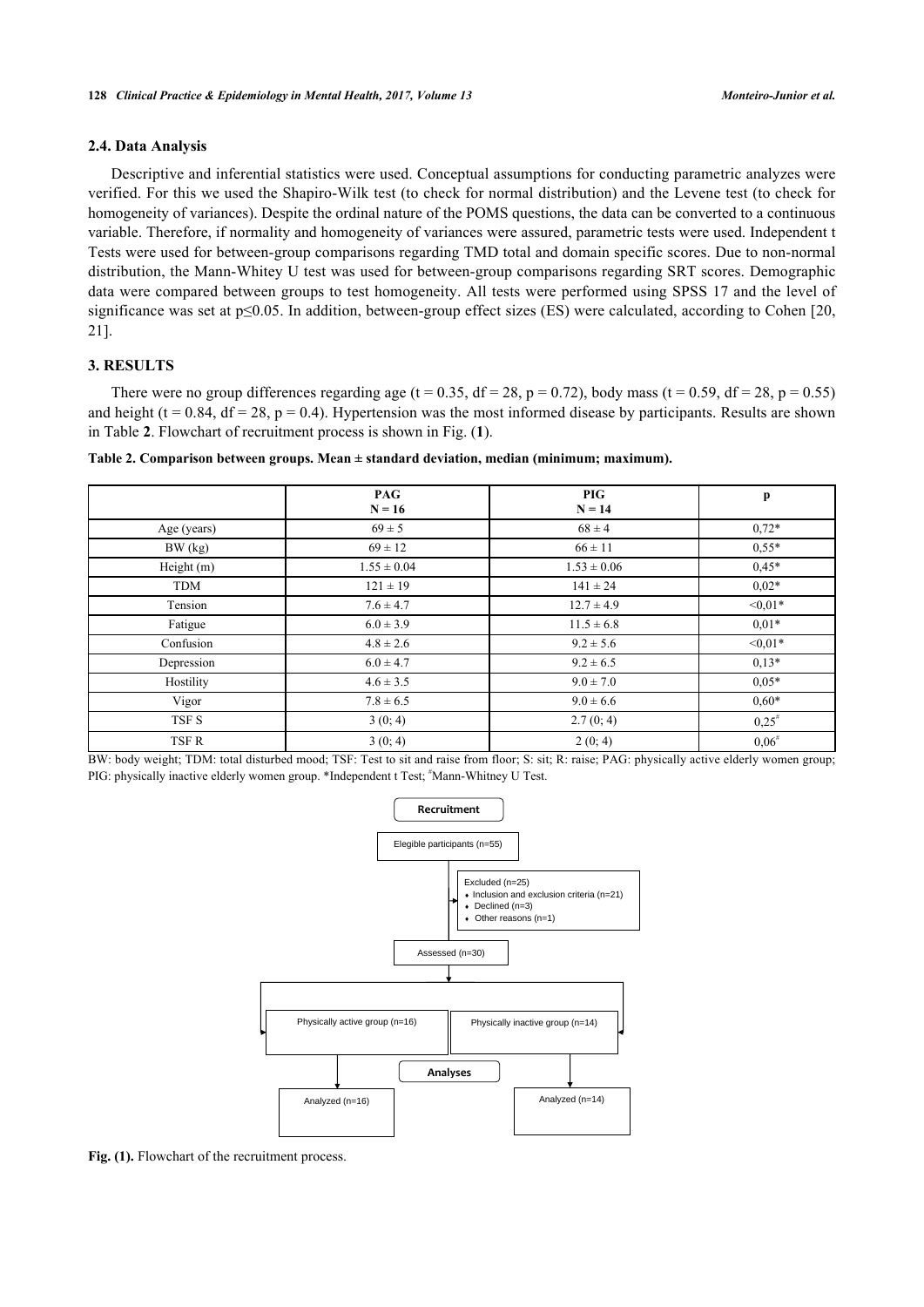### 2.4. Data Analysis

Descriptive and inferential statistics were used. Conceptual assumptions for conducting parametric analyzes were verified. For this we used the Shapiro-Wilk test (to check for normal distribution) and the Levene test (to check for homogeneity of variances). Despite the ordinal nature of the POMS questions, the data can be converted to a continuous variable. Therefore, if normality and homogeneity of variances were assured, parametric tests were used. Independent t Tests were used for between-group comparisons regarding TMD total and domain specific scores. Due to non-normal distribution, the Mann-Whitey U test was used for between-group comparisons regarding SRT scores. Demographic data were compared between groups to test homogeneity. All tests were performed using SPSS 17 and the level of significance was set at $p \leq 0.05$. In addition, between-group effect sizes (ES) were calculated, according to Cohen [20, 21].

## 3. RESULTS

There were no group differences regarding age ($t = 0.35$, $df = 28$, $p = 0.72$), body mass ($t = 0.59$, $df = 28$, $p = 0.55$) and height ($t = 0.84$, $df = 28$, $p = 0.4$). Hypertension was the most informed disease by participants. Results are shown in Table **2**. Flowchart of recruitment process is shown in Fig. (**1**).

**Table 2. Comparison between groups. Mean ± standard deviation, median (minimum; maximum).**

| | PAG N = 16 | PIG N = 14 | p |
|---|---|---|---|
| Age (years) | 69 ± 5 | 68 ± 4 | 0,72* |
| BW (kg) | 69 ± 12 | 66 ± 11 | 0,55* |
| Height (m) | 1.55 ± 0.04 | 1.53 ± 0.06 | 0,45* |
| TDM | 121 ± 19 | 141 ± 24 | 0,02* |
| Tension | 7.6 ± 4.7 | 12.7 ± 4.9 | <0,01* |
| Fatigue | 6.0 ± 3.9 | 11.5 ± 6.8 | 0,01* |
| Confusion | 4.8 ± 2.6 | 9.2 ± 5.6 | <0,01* |
| Depression | 6.0 ± 4.7 | 9.2 ± 6.5 | 0,13* |
| Hostility | 4.6 ± 3.5 | 9.0 ± 7.0 | 0,05* |
| Vigor | 7.8 ± 6.5 | 9.0 ± 6.6 | 0,60* |
| TSF S | 3 (0; 4) | 2.7 (0; 4) | 0,25[#] |
| TSF R | 3 (0; 4) | 2 (0; 4) | 0,06[#] |

BW: body weight; TDM: total disturbed mood; TSF: Test to sit and raise from floor; S: sit; R: raise; PAG: physically active elderly women group; PIG: physically inactive elderly women group. *Independent t Test; [#]Mann-Whitney U Test.

**Fig. (1).** Flowchart of the recruitment process.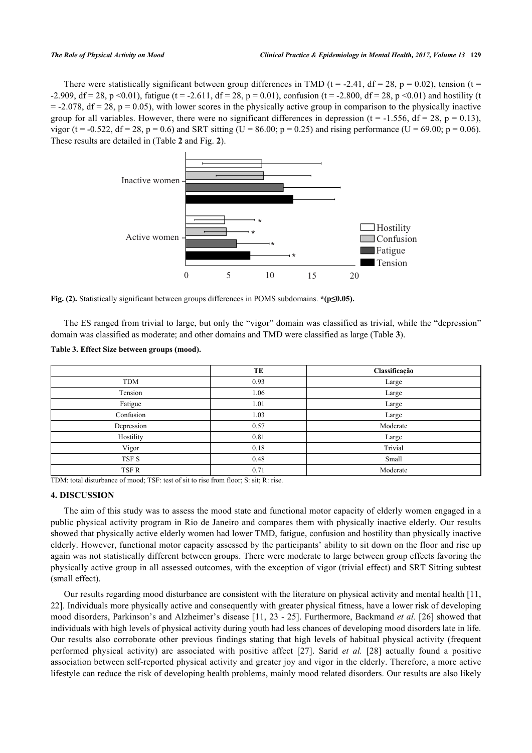There were statistically significant between group differences in TMD ($t = -2.41$, $df = 28$, $p = 0.02$), tension ($t = -2.909$, $df = 28$, $p < 0.01$), fatigue ($t = -2.611$, $df = 28$, $p = 0.01$), confusion ($t = -2.800$, $df = 28$, $p < 0.01$) and hostility ($t = -2.078$, $df = 28$, $p = 0.05$), with lower scores in the physically active group in comparison to the physically inactive group for all variables. However, there were no significant differences in depression ($t = -1.556$, $df = 28$, $p = 0.13$), vigor ($t = -0.522$, $df = 28$, $p = 0.6$) and SRT sitting ($U = 86.00$; $p = 0.25$) and rising performance ($U = 69.00$; $p = 0.06$). These results are detailed in (Table **2** and Fig. **2**).

**Fig. (2).** Statistically significant between groups differences in POMS subdomains. **\*(p≤0.05).**

The ES ranged from trivial to large, but only the "vigor" domain was classified as trivial, while the "depression" domain was classified as moderate; and other domains and TMD were classified as large (Table **3**).

**Table 3. Effect Size between groups (mood).**

| | TE | Classificação |
|---|---|---|
| TDM | 0.93 | Large |
| Tension | 1.06 | Large |
| Fatigue | 1.01 | Large |
| Confusion | 1.03 | Large |
| Depression | 0.57 | Moderate |
| Hostility | 0.81 | Large |
| Vigor | 0.18 | Trivial |
| TSF S | 0.48 | Small |
| TSF R | 0.71 | Moderate |

TDM: total disturbance of mood; TSF: test of sit to rise from floor; S: sit; R: rise.

## 4. DISCUSSION

The aim of this study was to assess the mood state and functional motor capacity of elderly women engaged in a public physical activity program in Rio de Janeiro and compares them with physically inactive elderly. Our results showed that physically active elderly women had lower TMD, fatigue, confusion and hostility than physically inactive elderly. However, functional motor capacity assessed by the participants' ability to sit down on the floor and rise up again was not statistically different between groups. There were moderate to large between group effects favoring the physically active group in all assessed outcomes, with the exception of vigor (trivial effect) and SRT Sitting subtest (small effect).

Our results regarding mood disturbance are consistent with the literature on physical activity and mental health [11, 22]. Individuals more physically active and consequently with greater physical fitness, have a lower risk of developing mood disorders, Parkinson's and Alzheimer's disease [11, 23 - 25]. Furthermore, Backmand *et al.* [26] showed that individuals with high levels of physical activity during youth had less chances of developing mood disorders late in life. Our results also corroborate other previous findings stating that high levels of habitual physical activity (frequent performed physical activity) are associated with positive affect [27]. Sarid *et al.* [28] actually found a positive association between self-reported physical activity and greater joy and vigor in the elderly. Therefore, a more active lifestyle can reduce the risk of developing health problems, mainly mood related disorders. Our results are also likely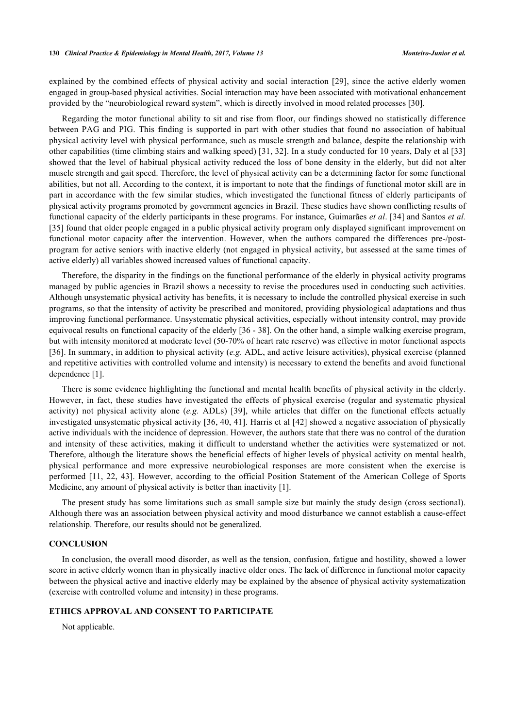explained by the combined effects of physical activity and social interaction [29], since the active elderly women engaged in group-based physical activities. Social interaction may have been associated with motivational enhancement provided by the "neurobiological reward system", which is directly involved in mood related processes [30].

Regarding the motor functional ability to sit and rise from floor, our findings showed no statistically difference between PAG and PIG. This finding is supported in part with other studies that found no association of habitual physical activity level with physical performance, such as muscle strength and balance, despite the relationship with other capabilities (time climbing stairs and walking speed) [31, 32]. In a study conducted for 10 years, Daly et al [33] showed that the level of habitual physical activity reduced the loss of bone density in the elderly, but did not alter muscle strength and gait speed. Therefore, the level of physical activity can be a determining factor for some functional abilities, but not all. According to the context, it is important to note that the findings of functional motor skill are in part in accordance with the few similar studies, which investigated the functional fitness of elderly participants of physical activity programs promoted by government agencies in Brazil. These studies have shown conflicting results of functional capacity of the elderly participants in these programs. For instance, Guimarães *et al*. [34] and Santos *et al.* [35] found that older people engaged in a public physical activity program only displayed significant improvement on functional motor capacity after the intervention. However, when the authors compared the differences pre-/post-program for active seniors with inactive elderly (not engaged in physical activity, but assessed at the same times of active elderly) all variables showed increased values of functional capacity.

Therefore, the disparity in the findings on the functional performance of the elderly in physical activity programs managed by public agencies in Brazil shows a necessity to revise the procedures used in conducting such activities. Although unsystematic physical activity has benefits, it is necessary to include the controlled physical exercise in such programs, so that the intensity of activity be prescribed and monitored, providing physiological adaptations and thus improving functional performance. Unsystematic physical activities, especially without intensity control, may provide equivocal results on functional capacity of the elderly [36 - 38]. On the other hand, a simple walking exercise program, but with intensity monitored at moderate level (50-70% of heart rate reserve) was effective in motor functional aspects [36]. In summary, in addition to physical activity (*e.g.* ADL, and active leisure activities), physical exercise (planned and repetitive activities with controlled volume and intensity) is necessary to extend the benefits and avoid functional dependence [1].

There is some evidence highlighting the functional and mental health benefits of physical activity in the elderly. However, in fact, these studies have investigated the effects of physical exercise (regular and systematic physical activity) not physical activity alone (*e.g.* ADLs) [39], while articles that differ on the functional effects actually investigated unsystematic physical activity [36, 40, 41]. Harris et al [42] showed a negative association of physically active individuals with the incidence of depression. However, the authors state that there was no control of the duration and intensity of these activities, making it difficult to understand whether the activities were systematized or not. Therefore, although the literature shows the beneficial effects of higher levels of physical activity on mental health, physical performance and more expressive neurobiological responses are more consistent when the exercise is performed [11, 22, 43]. However, according to the official Position Statement of the American College of Sports Medicine, any amount of physical activity is better than inactivity [1].

The present study has some limitations such as small sample size but mainly the study design (cross sectional). Although there was an association between physical activity and mood disturbance we cannot establish a cause-effect relationship. Therefore, our results should not be generalized.

## CONCLUSION

In conclusion, the overall mood disorder, as well as the tension, confusion, fatigue and hostility, showed a lower score in active elderly women than in physically inactive older ones. The lack of difference in functional motor capacity between the physical active and inactive elderly may be explained by the absence of physical activity systematization (exercise with controlled volume and intensity) in these programs.

## ETHICS APPROVAL AND CONSENT TO PARTICIPATE

Not applicable.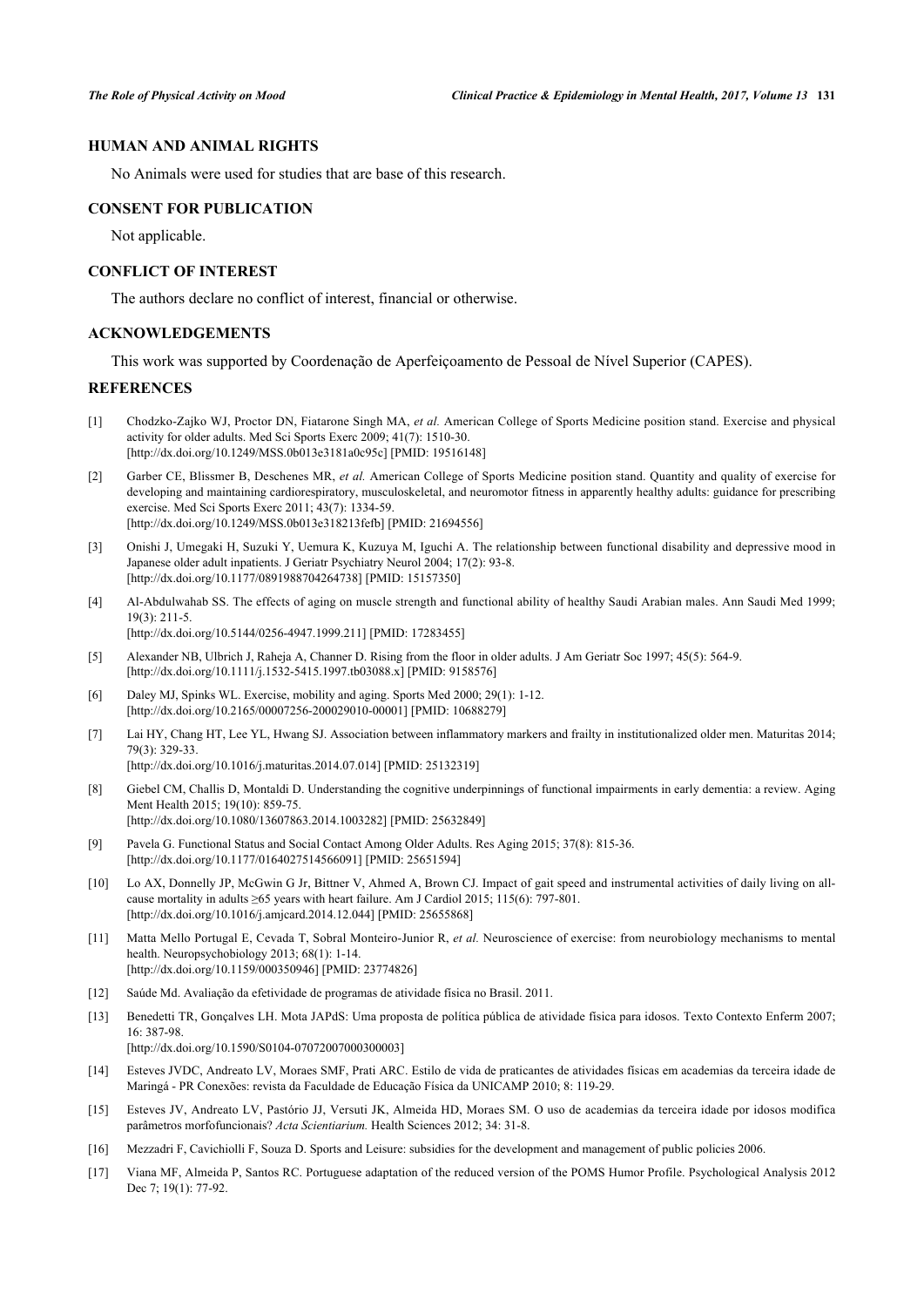## HUMAN AND ANIMAL RIGHTS

No Animals were used for studies that are base of this research.

## CONSENT FOR PUBLICATION

Not applicable.

## CONFLICT OF INTEREST

The authors declare no conflict of interest, financial or otherwise.

## ACKNOWLEDGEMENTS

This work was supported by Coordenação de Aperfeiçoamento de Pessoal de Nível Superior (CAPES).

## REFERENCES

[1] Chodzko-Zajko WJ, Proctor DN, Fiatarone Singh MA, *et al.* American College of Sports Medicine position stand. Exercise and physical activity for older adults. Med Sci Sports Exerc 2009; 41(7): 1510-30. [http://dx.doi.org/10.1249/MSS.0b013e3181a0c95c] [PMID: 19516148]

[2] Garber CE, Blissmer B, Deschenes MR, *et al.* American College of Sports Medicine position stand. Quantity and quality of exercise for developing and maintaining cardiorespiratory, musculoskeletal, and neuromotor fitness in apparently healthy adults: guidance for prescribing exercise. Med Sci Sports Exerc 2011; 43(7): 1334-59. [http://dx.doi.org/10.1249/MSS.0b013e318213fefb] [PMID: 21694556]

[3] Onishi J, Umegaki H, Suzuki Y, Uemura K, Kuzuya M, Iguchi A. The relationship between functional disability and depressive mood in Japanese older adult inpatients. J Geriatr Psychiatry Neurol 2004; 17(2): 93-8. [http://dx.doi.org/10.1177/0891988704264738] [PMID: 15157350]

[4] Al-Abdulwahab SS. The effects of aging on muscle strength and functional ability of healthy Saudi Arabian males. Ann Saudi Med 1999; 19(3): 211-5. [http://dx.doi.org/10.5144/0256-4947.1999.211] [PMID: 17283455]

[5] Alexander NB, Ulbrich J, Raheja A, Channer D. Rising from the floor in older adults. J Am Geriatr Soc 1997; 45(5): 564-9. [http://dx.doi.org/10.1111/j.1532-5415.1997.tb03088.x] [PMID: 9158576]

[6] Daley MJ, Spinks WL. Exercise, mobility and aging. Sports Med 2000; 29(1): 1-12. [http://dx.doi.org/10.2165/00007256-200029010-00001] [PMID: 10688279]

[7] Lai HY, Chang HT, Lee YL, Hwang SJ. Association between inflammatory markers and frailty in institutionalized older men. Maturitas 2014; 79(3): 329-33. [http://dx.doi.org/10.1016/j.maturitas.2014.07.014] [PMID: 25132319]

[8] Giebel CM, Challis D, Montaldi D. Understanding the cognitive underpinnings of functional impairments in early dementia: a review. Aging Ment Health 2015; 19(10): 859-75. [http://dx.doi.org/10.1080/13607863.2014.1003282] [PMID: 25632849]

[9] Pavela G. Functional Status and Social Contact Among Older Adults. Res Aging 2015; 37(8): 815-36. [http://dx.doi.org/10.1177/0164027514566091] [PMID: 25651594]

[10] Lo AX, Donnelly JP, McGwin G Jr, Bittner V, Ahmed A, Brown CJ. Impact of gait speed and instrumental activities of daily living on all-cause mortality in adults ≥65 years with heart failure. Am J Cardiol 2015; 115(6): 797-801. [http://dx.doi.org/10.1016/j.amjcard.2014.12.044] [PMID: 25655868]

[11] Matta Mello Portugal E, Cevada T, Sobral Monteiro-Junior R, *et al.* Neuroscience of exercise: from neurobiology mechanisms to mental health. Neuropsychobiology 2013; 68(1): 1-14. [http://dx.doi.org/10.1159/000350946] [PMID: 23774826]

[12] Saúde Md. Avaliação da efetividade de programas de atividade física no Brasil. 2011.

[13] Benedetti TR, Gonçalves LH. Mota JAPdS: Uma proposta de política pública de atividade física para idosos. Texto Contexto Enferm 2007; 16: 387-98. [http://dx.doi.org/10.1590/S0104-07072007000300003]

[14] Esteves JVDC, Andreato LV, Moraes SMF, Prati ARC. Estilo de vida de praticantes de atividades físicas em academias da terceira idade de Maringá - PR Conexões: revista da Faculdade de Educação Física da UNICAMP 2010; 8: 119-29.

[15] Esteves JV, Andreato LV, Pastório JJ, Versuti JK, Almeida HD, Moraes SM. O uso de academias da terceira idade por idosos modifica parâmetros morfofuncionais? *Acta Scientiarium.* Health Sciences 2012; 34: 31-8.

[16] Mezzadri F, Cavichiolli F, Souza D. Sports and Leisure: subsidies for the development and management of public policies 2006.

[17] Viana MF, Almeida P, Santos RC. Portuguese adaptation of the reduced version of the POMS Humor Profile. Psychological Analysis 2012 Dec 7; 19(1): 77-92.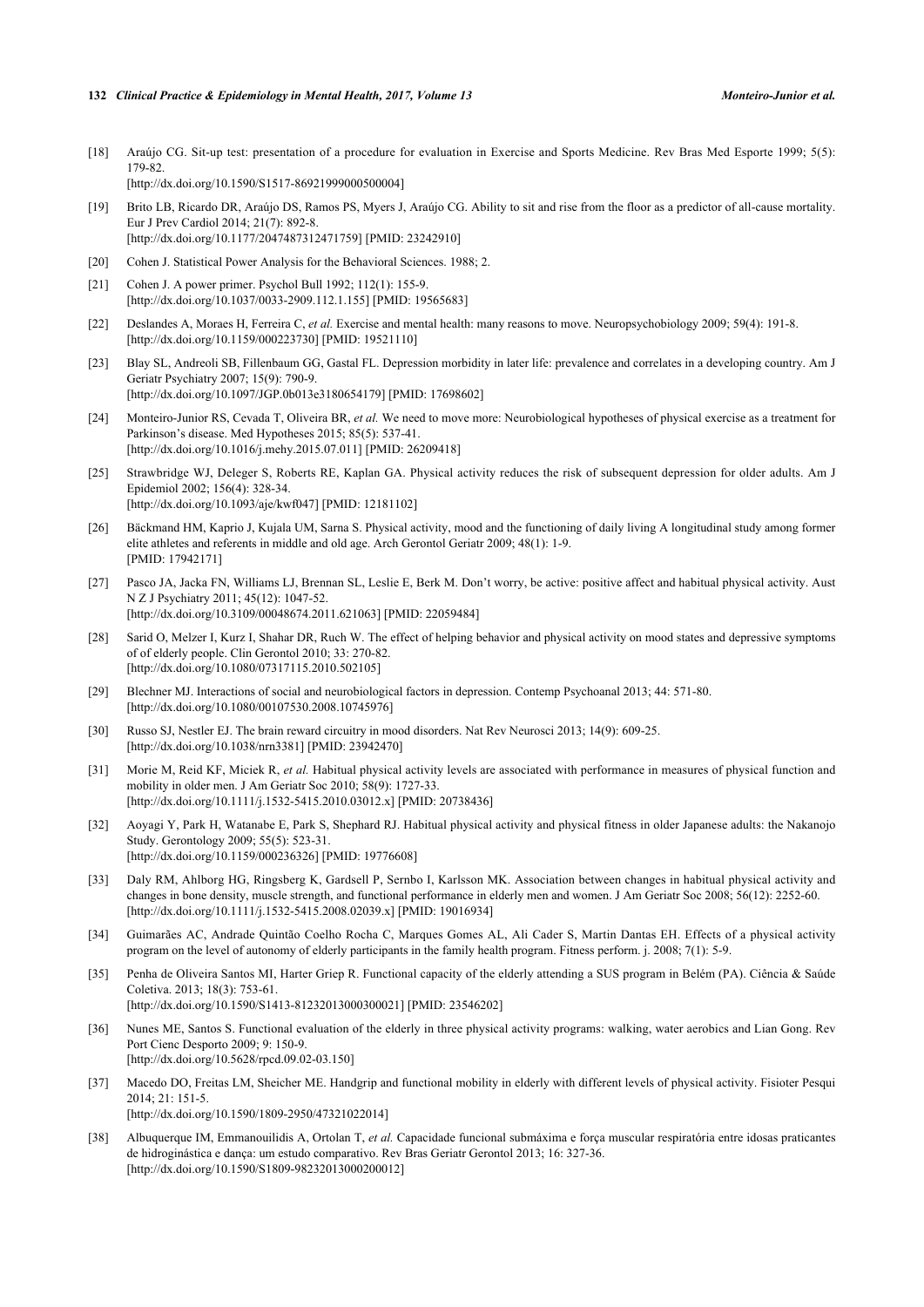[18] Araújo CG. Sit-up test: presentation of a procedure for evaluation in Exercise and Sports Medicine. Rev Bras Med Esporte 1999; 5(5): 179-82.
[http://dx.doi.org/10.1590/S1517-86921999000500004]

[19] Brito LB, Ricardo DR, Araújo DS, Ramos PS, Myers J, Araújo CG. Ability to sit and rise from the floor as a predictor of all-cause mortality. Eur J Prev Cardiol 2014; 21(7): 892-8.
[http://dx.doi.org/10.1177/2047487312471759] [PMID: 23242910]

[20] Cohen J. Statistical Power Analysis for the Behavioral Sciences. 1988; 2.

[21] Cohen J. A power primer. Psychol Bull 1992; 112(1): 155-9.
[http://dx.doi.org/10.1037/0033-2909.112.1.155] [PMID: 19565683]

[22] Deslandes A, Moraes H, Ferreira C, *et al.* Exercise and mental health: many reasons to move. Neuropsychobiology 2009; 59(4): 191-8.
[http://dx.doi.org/10.1159/000223730] [PMID: 19521110]

[23] Blay SL, Andreoli SB, Fillenbaum GG, Gastal FL. Depression morbidity in later life: prevalence and correlates in a developing country. Am J Geriatr Psychiatry 2007; 15(9): 790-9.
[http://dx.doi.org/10.1097/JGP.0b013e3180654179] [PMID: 17698602]

[24] Monteiro-Junior RS, Cevada T, Oliveira BR, *et al.* We need to move more: Neurobiological hypotheses of physical exercise as a treatment for Parkinson's disease. Med Hypotheses 2015; 85(5): 537-41.
[http://dx.doi.org/10.1016/j.mehy.2015.07.011] [PMID: 26209418]

[25] Strawbridge WJ, Deleger S, Roberts RE, Kaplan GA. Physical activity reduces the risk of subsequent depression for older adults. Am J Epidemiol 2002; 156(4): 328-34.
[http://dx.doi.org/10.1093/aje/kwf047] [PMID: 12181102]

[26] Bäckmand HM, Kaprio J, Kujala UM, Sarna S. Physical activity, mood and the functioning of daily living A longitudinal study among former elite athletes and referents in middle and old age. Arch Gerontol Geriatr 2009; 48(1): 1-9.
[PMID: 17942171]

[27] Pasco JA, Jacka FN, Williams LJ, Brennan SL, Leslie E, Berk M. Don't worry, be active: positive affect and habitual physical activity. Aust N Z J Psychiatry 2011; 45(12): 1047-52.
[http://dx.doi.org/10.3109/00048674.2011.621063] [PMID: 22059484]

[28] Sarid O, Melzer I, Kurz I, Shahar DR, Ruch W. The effect of helping behavior and physical activity on mood states and depressive symptoms of elderly people. Clin Gerontol 2010; 33: 270-82.
[http://dx.doi.org/10.1080/07317115.2010.502105]

[29] Blechner MJ. Interactions of social and neurobiological factors in depression. Contemp Psychoanal 2013; 44: 571-80.
[http://dx.doi.org/10.1080/00107530.2008.10745976]

[30] Russo SJ, Nestler EJ. The brain reward circuitry in mood disorders. Nat Rev Neurosci 2013; 14(9): 609-25.
[http://dx.doi.org/10.1038/nrn3381] [PMID: 23942470]

[31] Morie M, Reid KF, Miciek R, *et al.* Habitual physical activity levels are associated with performance in measures of physical function and mobility in older men. J Am Geriatr Soc 2010; 58(9): 1727-33.
[http://dx.doi.org/10.1111/j.1532-5415.2010.03012.x] [PMID: 20738436]

[32] Aoyagi Y, Park H, Watanabe E, Park S, Shephard RJ. Habitual physical activity and physical fitness in older Japanese adults: the Nakanojo Study. Gerontology 2009; 55(5): 523-31.
[http://dx.doi.org/10.1159/000236326] [PMID: 19776608]

[33] Daly RM, Ahlborg HG, Ringsberg K, Gardsell P, Sernbo I, Karlsson MK. Association between changes in habitual physical activity and changes in bone density, muscle strength, and functional performance in elderly men and women. J Am Geriatr Soc 2008; 56(12): 2252-60.
[http://dx.doi.org/10.1111/j.1532-5415.2008.02039.x] [PMID: 19016934]

[34] Guimarães AC, Andrade Quintão Coelho Rocha C, Marques Gomes AL, Ali Cader S, Martin Dantas EH. Effects of a physical activity program on the level of autonomy of elderly participants in the family health program. Fitness perform. j. 2008; 7(1): 5-9.

[35] Penha de Oliveira Santos MI, Harter Griep R. Functional capacity of the elderly attending a SUS program in Belém (PA). Ciência & Saúde Coletiva. 2013; 18(3): 753-61.
[http://dx.doi.org/10.1590/S1413-81232013000300021] [PMID: 23546202]

[36] Nunes ME, Santos S. Functional evaluation of the elderly in three physical activity programs: walking, water aerobics and Lian Gong. Rev Port Cienc Desporto 2009; 9: 150-9.
[http://dx.doi.org/10.5628/rpcd.09.02-03.150]

[37] Macedo DO, Freitas LM, Sheicher ME. Handgrip and functional mobility in elderly with different levels of physical activity. Fisioter Pesqui 2014; 21: 151-5.
[http://dx.doi.org/10.1590/1809-2950/47321022014]

[38] Albuquerque IM, Emmanouilidis A, Ortolan T, *et al.* Capacidade funcional submáxima e força muscular respiratória entre idosas praticantes de hidroginástica e dança: um estudo comparativo. Rev Bras Geriatr Gerontol 2013; 16: 327-36.
[http://dx.doi.org/10.1590/S1809-98232013000200012]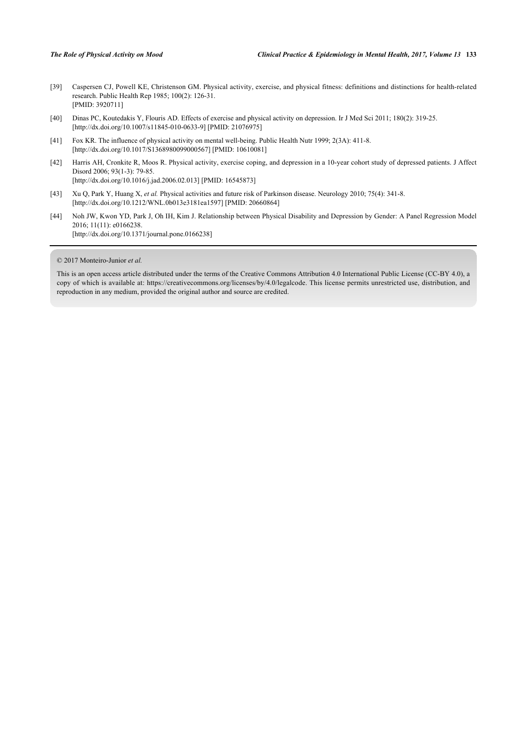[39] Caspersen CJ, Powell KE, Christenson GM. Physical activity, exercise, and physical fitness: definitions and distinctions for health-related research. Public Health Rep 1985; 100(2): 126-31.
[PMID: 3920711]

[40] Dinas PC, Koutedakis Y, Flouris AD. Effects of exercise and physical activity on depression. Ir J Med Sci 2011; 180(2): 319-25.
[http://dx.doi.org/10.1007/s11845-010-0633-9] [PMID: 21076975]

[41] Fox KR. The influence of physical activity on mental well-being. Public Health Nutr 1999; 2(3A): 411-8.
[http://dx.doi.org/10.1017/S1368980099000567] [PMID: 10610081]

[42] Harris AH, Cronkite R, Moos R. Physical activity, exercise coping, and depression in a 10-year cohort study of depressed patients. J Affect Disord 2006; 93(1-3): 79-85.
[http://dx.doi.org/10.1016/j.jad.2006.02.013] [PMID: 16545873]

[43] Xu Q, Park Y, Huang X, *et al.* Physical activities and future risk of Parkinson disease. Neurology 2010; 75(4): 341-8.
[http://dx.doi.org/10.1212/WNL.0b013e3181ea1597] [PMID: 20660864]

[44] Noh JW, Kwon YD, Park J, Oh IH, Kim J. Relationship between Physical Disability and Depression by Gender: A Panel Regression Model 2016; 11(11): e0166238.
[http://dx.doi.org/10.1371/journal.pone.0166238]

© 2017 Monteiro-Junior *et al.*

This is an open access article distributed under the terms of the Creative Commons Attribution 4.0 International Public License (CC-BY 4.0), a copy of which is available at: https://creativecommons.org/licenses/by/4.0/legalcode. This license permits unrestricted use, distribution, and reproduction in any medium, provided the original author and source are credited.